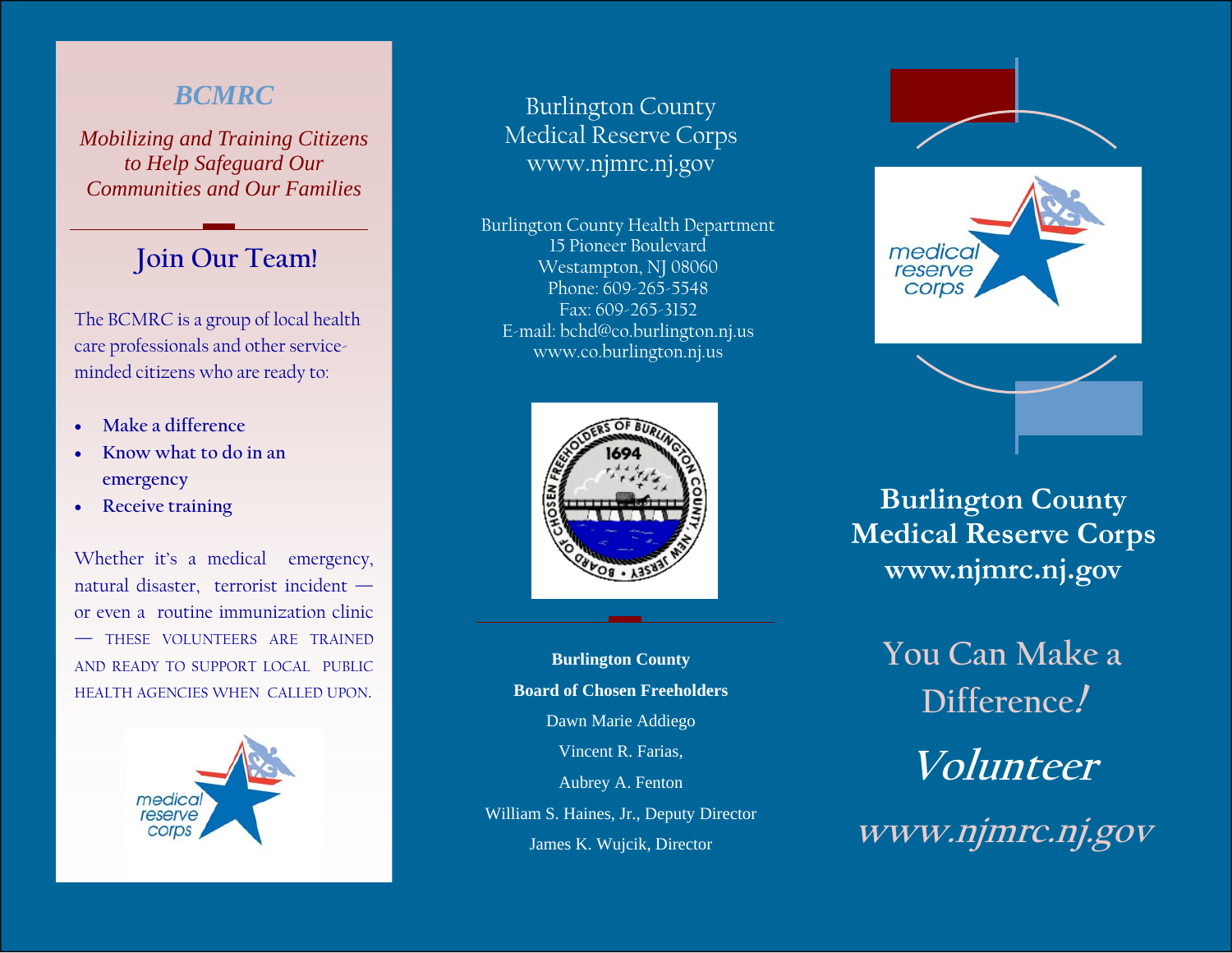## *BCMRC*

*Mobilizing and Training Citizens to Help Safeguard Our Communities and Our Families*

## Join Our Team!

The BCMRC is a group of local health care professionals and other service-minded citizens who are ready to:

- Make a difference
- Know what to do in an emergency
- Receive training

Whether it's a medical emergency, natural disaster, terrorist incident — or even a routine immunization clinic — THESE VOLUNTEERS ARE TRAINED AND READY TO SUPPORT LOCAL PUBLIC HEALTH AGENCIES WHEN CALLED UPON.

Burlington County
Medical Reserve Corps
www.njmrc.nj.gov

Burlington County Health Department
15 Pioneer Boulevard
Westampton, NJ 08060
Phone: 609-265-5548
Fax: 609-265-3152
E-mail: bchd@co.burlington.nj.us
www.co.burlington.nj.us

**Burlington County**
**Board of Chosen Freeholders**

Dawn Marie Addiego
Vincent R. Farias,
Aubrey A. Fenton
William S. Haines, Jr., Deputy Director
James K. Wujcik, Director

# Burlington County Medical Reserve Corps
**www.njmrc.nj.gov**

You Can Make a Difference!

*Volunteer*

*www.njmrc.nj.gov*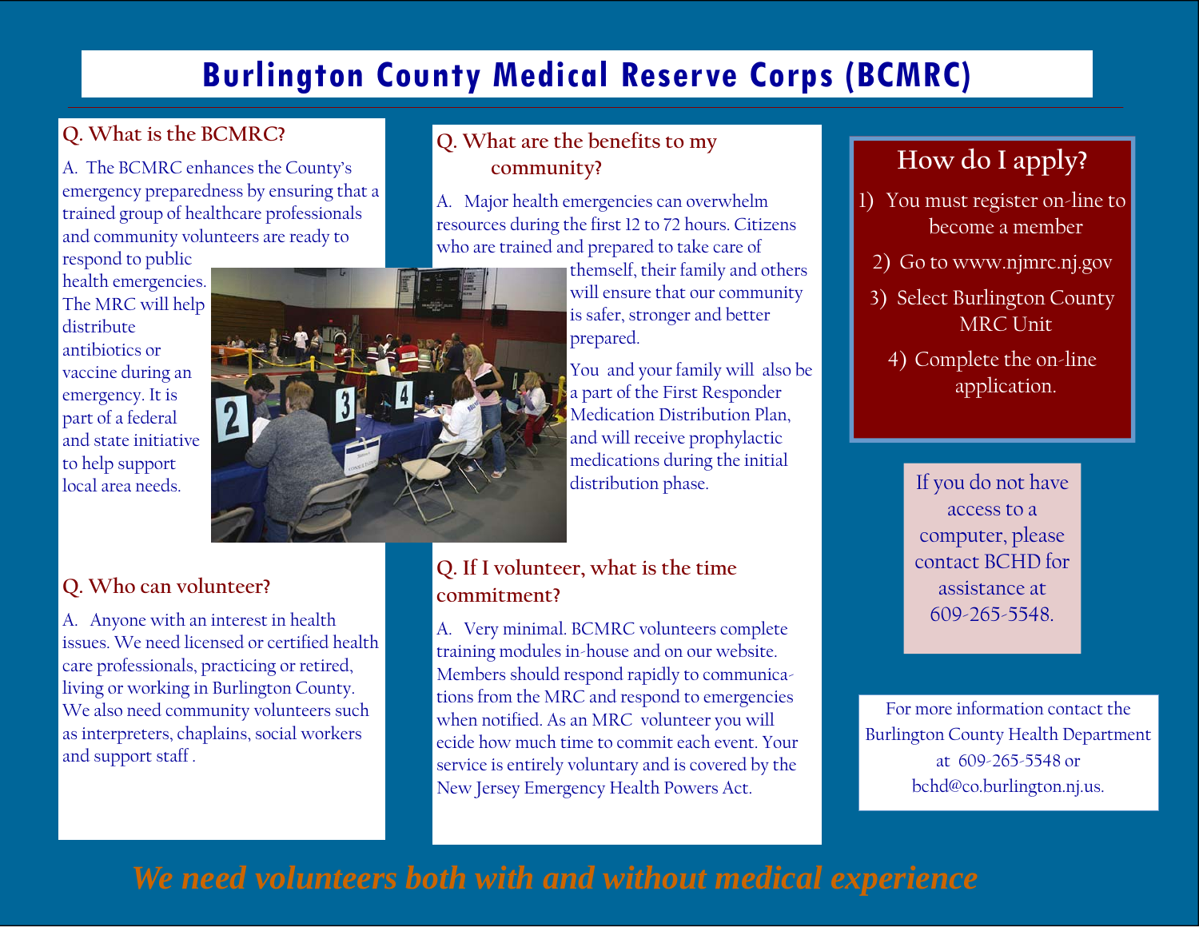# Burlington County Medical Reserve Corps (BCMRC)

## Q. What is the BCMRC?

A. The BCMRC enhances the County's emergency preparedness by ensuring that a trained group of healthcare professionals and community volunteers are ready to respond to public health emergencies. The MRC will help distribute antibiotics or vaccine during an emergency. It is part of a federal and state initiative to help support local area needs.

## Q. Who can volunteer?

A. Anyone with an interest in health issues. We need licensed or certified health care professionals, practicing or retired, living or working in Burlington County. We also need community volunteers such as interpreters, chaplains, social workers and support staff .

## Q. What are the benefits to my community?

A. Major health emergencies can overwhelm resources during the first 12 to 72 hours. Citizens who are trained and prepared to take care of themself, their family and others will ensure that our community is safer, stronger and better prepared.

You and your family will also be a part of the First Responder Medication Distribution Plan, and will receive prophylactic medications during the initial distribution phase.

## Q. If I volunteer, what is the time commitment?

A. Very minimal. BCMRC volunteers complete training modules in-house and on our website. Members should respond rapidly to communications from the MRC and respond to emergencies when notified. As an MRC volunteer you will ecide how much time to commit each event. Your service is entirely voluntary and is covered by the New Jersey Emergency Health Powers Act.

## How do I apply?

1) You must register on-line to become a member
2) Go to www.njmrc.nj.gov
3) Select Burlington County MRC Unit
4) Complete the on-line application.

If you do not have access to a computer, please contact BCHD for assistance at 609-265-5548.

For more information contact the Burlington County Health Department at 609-265-5548 or bchd@co.burlington.nj.us.

***We need volunteers both with and without medical experience***